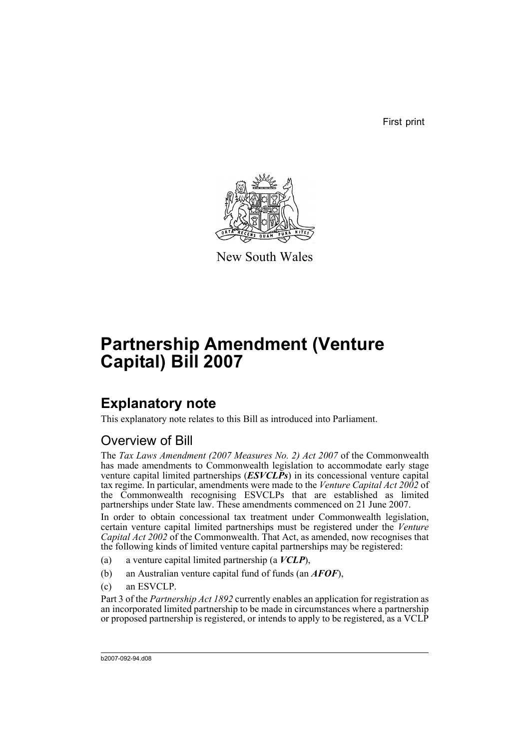First print

New South Wales

# Partnership Amendment (Venture Capital) Bill 2007

## Explanatory note

This explanatory note relates to this Bill as introduced into Parliament.

### Overview of Bill

The *Tax Laws Amendment (2007 Measures No. 2) Act 2007* of the Commonwealth has made amendments to Commonwealth legislation to accommodate early stage venture capital limited partnerships (***ESVCLPs***) in its concessional venture capital tax regime. In particular, amendments were made to the *Venture Capital Act 2002* of the Commonwealth recognising ESVCLPs that are established as limited partnerships under State law. These amendments commenced on 21 June 2007.

In order to obtain concessional tax treatment under Commonwealth legislation, certain venture capital limited partnerships must be registered under the *Venture Capital Act 2002* of the Commonwealth. That Act, as amended, now recognises that the following kinds of limited venture capital partnerships may be registered:

(a) a venture capital limited partnership (a ***VCLP***),

(b) an Australian venture capital fund of funds (an ***AFOF***),

(c) an ESVCLP.

Part 3 of the *Partnership Act 1892* currently enables an application for registration as an incorporated limited partnership to be made in circumstances where a partnership or proposed partnership is registered, or intends to apply to be registered, as a VCLP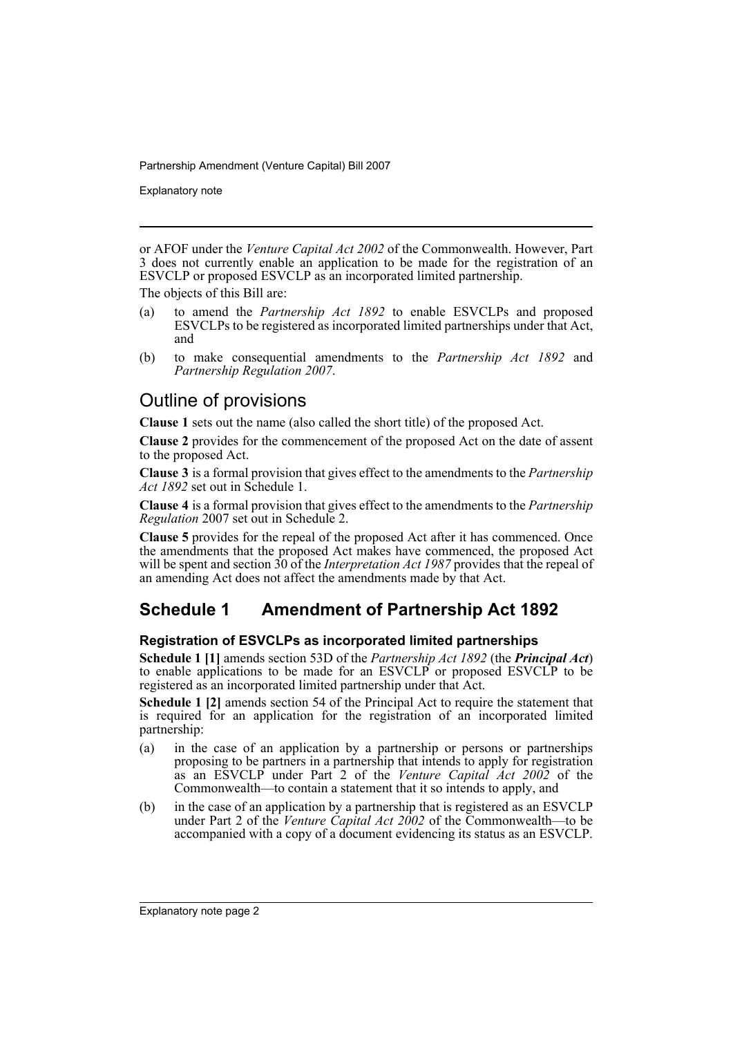or AFOF under the *Venture Capital Act 2002* of the Commonwealth. However, Part 3 does not currently enable an application to be made for the registration of an ESVCLP or proposed ESVCLP as an incorporated limited partnership.

The objects of this Bill are:

(a) to amend the *Partnership Act 1892* to enable ESVCLPs and proposed ESVCLPs to be registered as incorporated limited partnerships under that Act, and

(b) to make consequential amendments to the *Partnership Act 1892* and *Partnership Regulation 2007*.

## Outline of provisions

**Clause 1** sets out the name (also called the short title) of the proposed Act.

**Clause 2** provides for the commencement of the proposed Act on the date of assent to the proposed Act.

**Clause 3** is a formal provision that gives effect to the amendments to the *Partnership Act 1892* set out in Schedule 1.

**Clause 4** is a formal provision that gives effect to the amendments to the *Partnership Regulation* 2007 set out in Schedule 2.

**Clause 5** provides for the repeal of the proposed Act after it has commenced. Once the amendments that the proposed Act makes have commenced, the proposed Act will be spent and section 30 of the *Interpretation Act 1987* provides that the repeal of an amending Act does not affect the amendments made by that Act.

## Schedule 1 Amendment of Partnership Act 1892

### Registration of ESVCLPs as incorporated limited partnerships

**Schedule 1 [1]** amends section 53D of the *Partnership Act 1892* (the ***Principal Act***) to enable applications to be made for an ESVCLP or proposed ESVCLP to be registered as an incorporated limited partnership under that Act.

**Schedule 1 [2]** amends section 54 of the Principal Act to require the statement that is required for an application for the registration of an incorporated limited partnership:

(a) in the case of an application by a partnership or persons or partnerships proposing to be partners in a partnership that intends to apply for registration as an ESVCLP under Part 2 of the *Venture Capital Act 2002* of the Commonwealth—to contain a statement that it so intends to apply, and

(b) in the case of an application by a partnership that is registered as an ESVCLP under Part 2 of the *Venture Capital Act 2002* of the Commonwealth—to be accompanied with a copy of a document evidencing its status as an ESVCLP.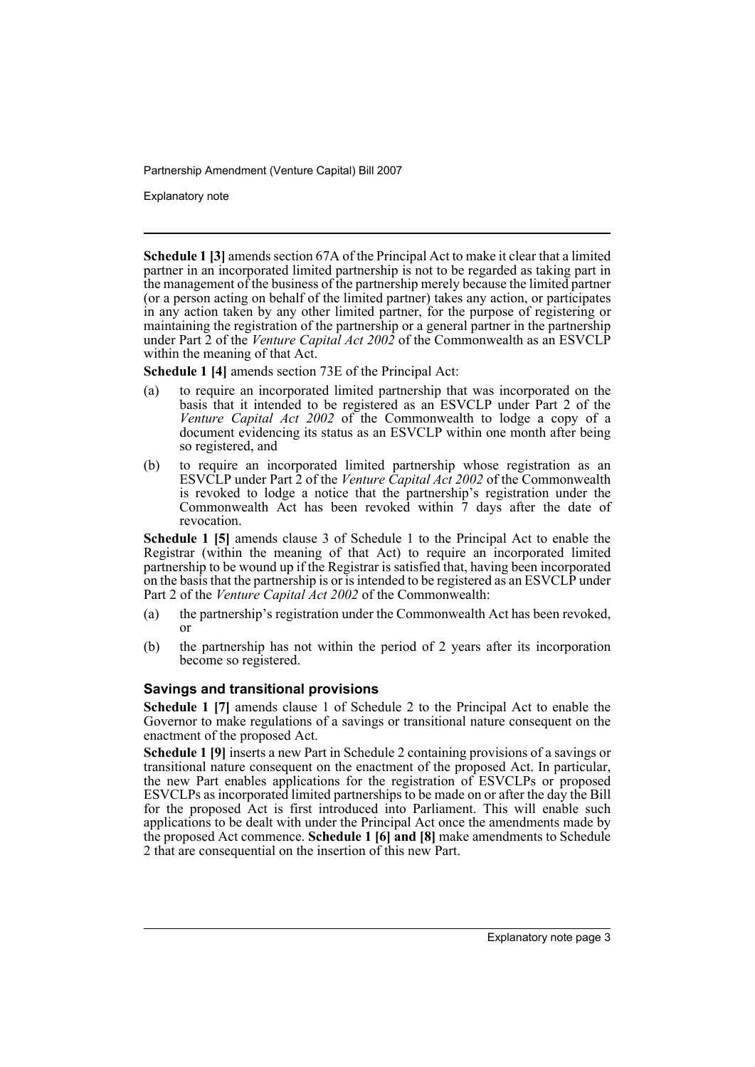**Schedule 1 [3]** amends section 67A of the Principal Act to make it clear that a limited partner in an incorporated limited partnership is not to be regarded as taking part in the management of the business of the partnership merely because the limited partner (or a person acting on behalf of the limited partner) takes any action, or participates in any action taken by any other limited partner, for the purpose of registering or maintaining the registration of the partnership or a general partner in the partnership under Part 2 of the *Venture Capital Act 2002* of the Commonwealth as an ESVCLP within the meaning of that Act.

**Schedule 1 [4]** amends section 73E of the Principal Act:

(a) to require an incorporated limited partnership that was incorporated on the basis that it intended to be registered as an ESVCLP under Part 2 of the *Venture Capital Act 2002* of the Commonwealth to lodge a copy of a document evidencing its status as an ESVCLP within one month after being so registered, and

(b) to require an incorporated limited partnership whose registration as an ESVCLP under Part 2 of the *Venture Capital Act 2002* of the Commonwealth is revoked to lodge a notice that the partnership's registration under the Commonwealth Act has been revoked within 7 days after the date of revocation.

**Schedule 1 [5]** amends clause 3 of Schedule 1 to the Principal Act to enable the Registrar (within the meaning of that Act) to require an incorporated limited partnership to be wound up if the Registrar is satisfied that, having been incorporated on the basis that the partnership is or is intended to be registered as an ESVCLP under Part 2 of the *Venture Capital Act 2002* of the Commonwealth:

(a) the partnership's registration under the Commonwealth Act has been revoked, or

(b) the partnership has not within the period of 2 years after its incorporation become so registered.

### Savings and transitional provisions

**Schedule 1 [7]** amends clause 1 of Schedule 2 to the Principal Act to enable the Governor to make regulations of a savings or transitional nature consequent on the enactment of the proposed Act.

**Schedule 1 [9]** inserts a new Part in Schedule 2 containing provisions of a savings or transitional nature consequent on the enactment of the proposed Act. In particular, the new Part enables applications for the registration of ESVCLPs or proposed ESVCLPs as incorporated limited partnerships to be made on or after the day the Bill for the proposed Act is first introduced into Parliament. This will enable such applications to be dealt with under the Principal Act once the amendments made by the proposed Act commence. **Schedule 1 [6] and [8]** make amendments to Schedule 2 that are consequential on the insertion of this new Part.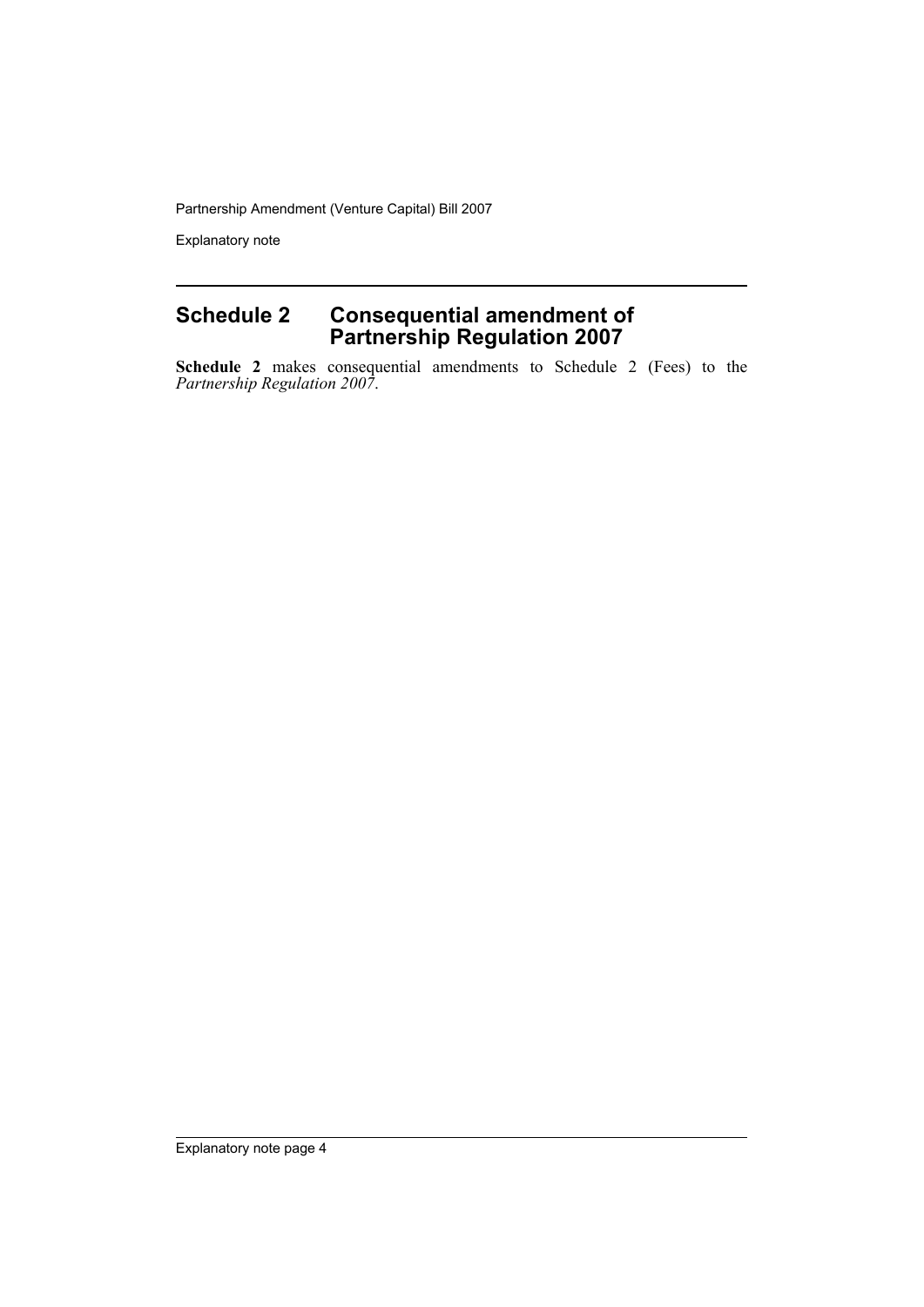## Schedule 2 Consequential amendment of Partnership Regulation 2007

**Schedule 2** makes consequential amendments to Schedule 2 (Fees) to the *Partnership Regulation 2007*.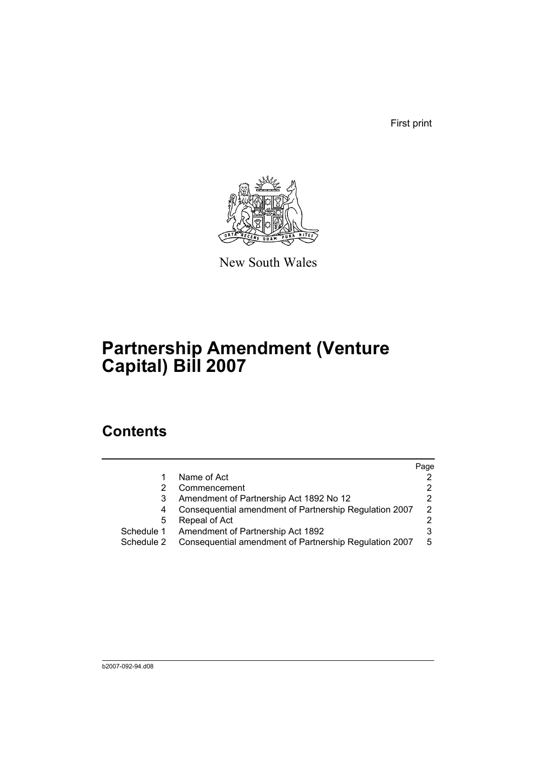First print

New South Wales

# Partnership Amendment (Venture Capital) Bill 2007

## Contents

| | | Page |
|---|---|---|
| 1 | Name of Act | 2 |
| 2 | Commencement | 2 |
| 3 | Amendment of Partnership Act 1892 No 12 | 2 |
| 4 | Consequential amendment of Partnership Regulation 2007 | 2 |
| 5 | Repeal of Act | 2 |
| Schedule 1 | Amendment of Partnership Act 1892 | 3 |
| Schedule 2 | Consequential amendment of Partnership Regulation 2007 | 5 |

b2007-092-94.d08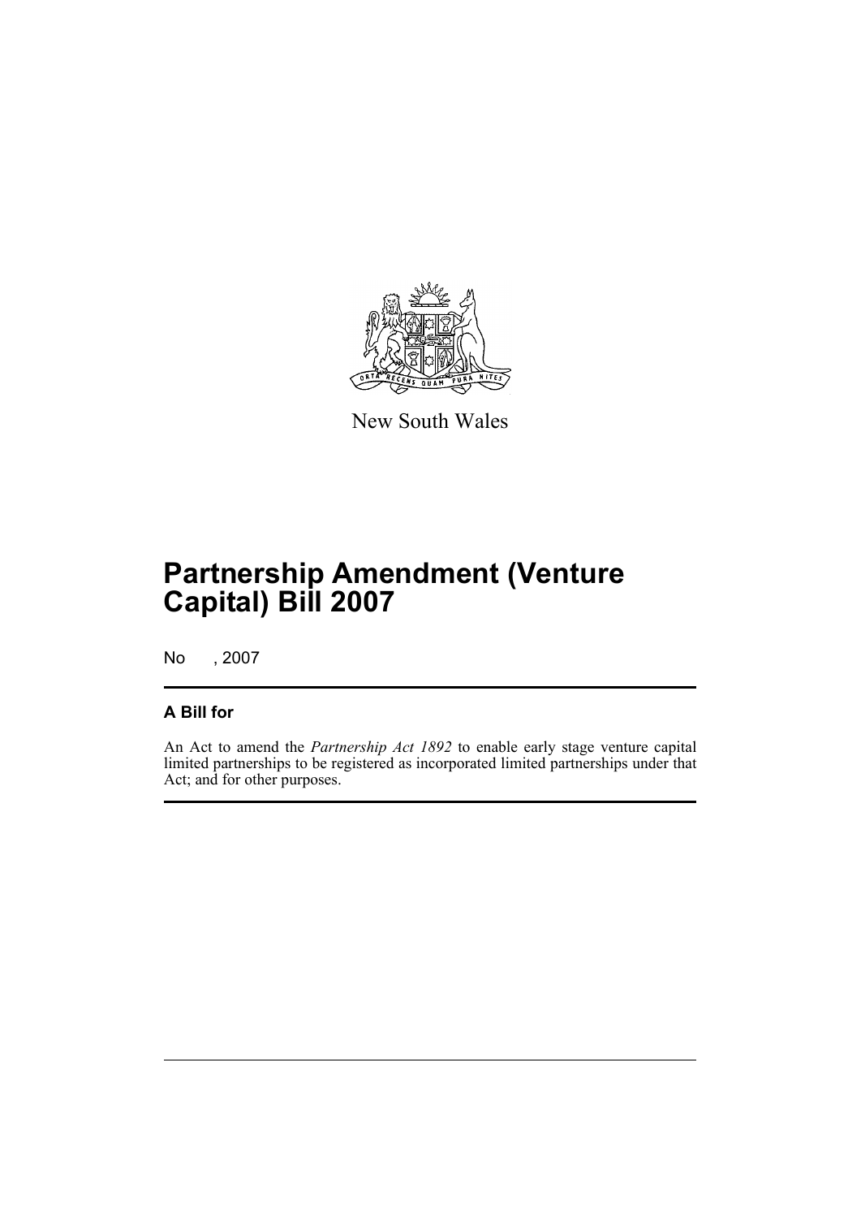New South Wales

# Partnership Amendment (Venture Capital) Bill 2007

No , 2007

## A Bill for

An Act to amend the *Partnership Act 1892* to enable early stage venture capital limited partnerships to be registered as incorporated limited partnerships under that Act; and for other purposes.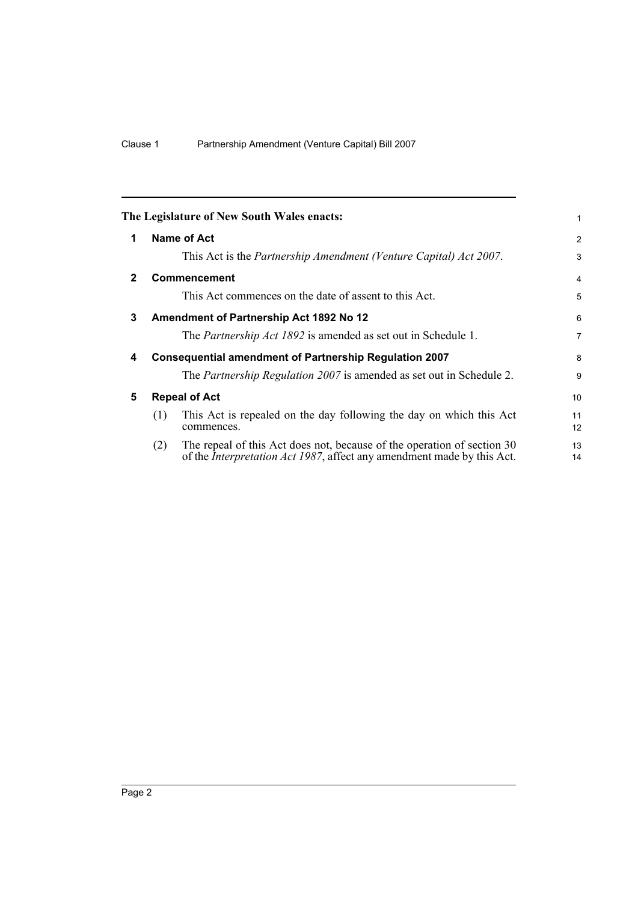The Legislature of New South Wales enacts:

## 1 Name of Act

This Act is the *Partnership Amendment (Venture Capital) Act 2007*.

## 2 Commencement

This Act commences on the date of assent to this Act.

## 3 Amendment of Partnership Act 1892 No 12

The *Partnership Act 1892* is amended as set out in Schedule 1.

## 4 Consequential amendment of Partnership Regulation 2007

The *Partnership Regulation 2007* is amended as set out in Schedule 2.

## 5 Repeal of Act

(1) This Act is repealed on the day following the day on which this Act commences.

(2) The repeal of this Act does not, because of the operation of section 30 of the *Interpretation Act 1987*, affect any amendment made by this Act.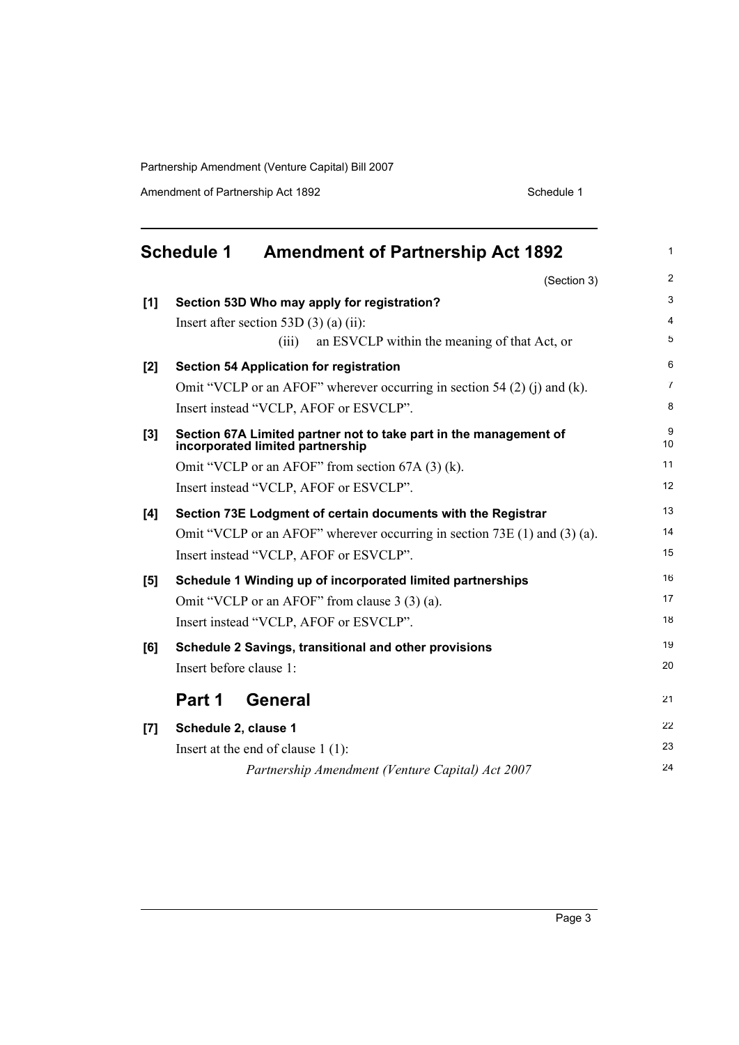## Schedule 1 Amendment of Partnership Act 1892

(Section 3)

**[1] Section 53D Who may apply for registration?**

Insert after section 53D (3) (a) (ii):

(iii) an ESVCLP within the meaning of that Act, or

**[2] Section 54 Application for registration**

Omit "VCLP or an AFOF" wherever occurring in section 54 (2) (j) and (k).

Insert instead "VCLP, AFOF or ESVCLP".

**[3] Section 67A Limited partner not to take part in the management of incorporated limited partnership**

Omit "VCLP or an AFOF" from section 67A (3) (k).

Insert instead "VCLP, AFOF or ESVCLP".

**[4] Section 73E Lodgment of certain documents with the Registrar**

Omit "VCLP or an AFOF" wherever occurring in section 73E (1) and (3) (a).

Insert instead "VCLP, AFOF or ESVCLP".

**[5] Schedule 1 Winding up of incorporated limited partnerships**

Omit "VCLP or an AFOF" from clause 3 (3) (a).

Insert instead "VCLP, AFOF or ESVCLP".

**[6] Schedule 2 Savings, transitional and other provisions**

Insert before clause 1:

### Part 1 General

**[7] Schedule 2, clause 1**

Insert at the end of clause 1 (1):

*Partnership Amendment (Venture Capital) Act 2007*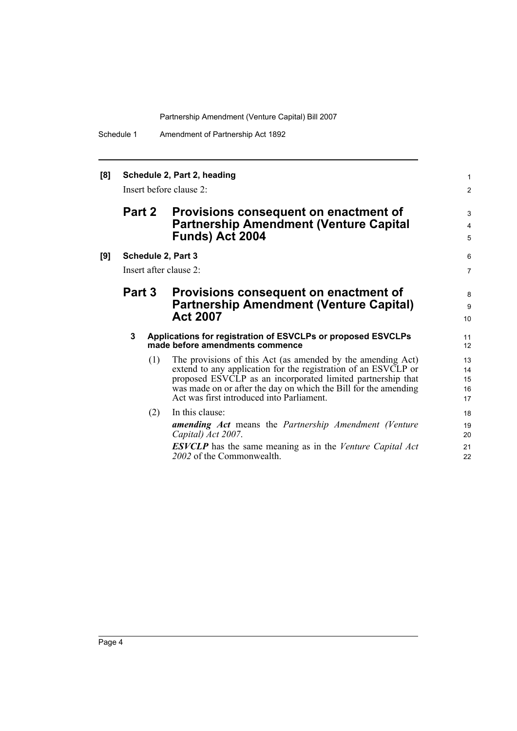**[8] Schedule 2, Part 2, heading**

Insert before clause 2:

## Part 2 Provisions consequent on enactment of Partnership Amendment (Venture Capital Funds) Act 2004

**[9] Schedule 2, Part 3**

Insert after clause 2:

## Part 3 Provisions consequent on enactment of Partnership Amendment (Venture Capital) Act 2007

### 3 Applications for registration of ESVCLPs or proposed ESVCLPs made before amendments commence

(1) The provisions of this Act (as amended by the amending Act) extend to any application for the registration of an ESVCLP or proposed ESVCLP as an incorporated limited partnership that was made on or after the day on which the Bill for the amending Act was first introduced into Parliament.

(2) In this clause:

***amending Act*** means the *Partnership Amendment (Venture Capital) Act 2007*.

***ESVCLP*** has the same meaning as in the *Venture Capital Act 2002* of the Commonwealth.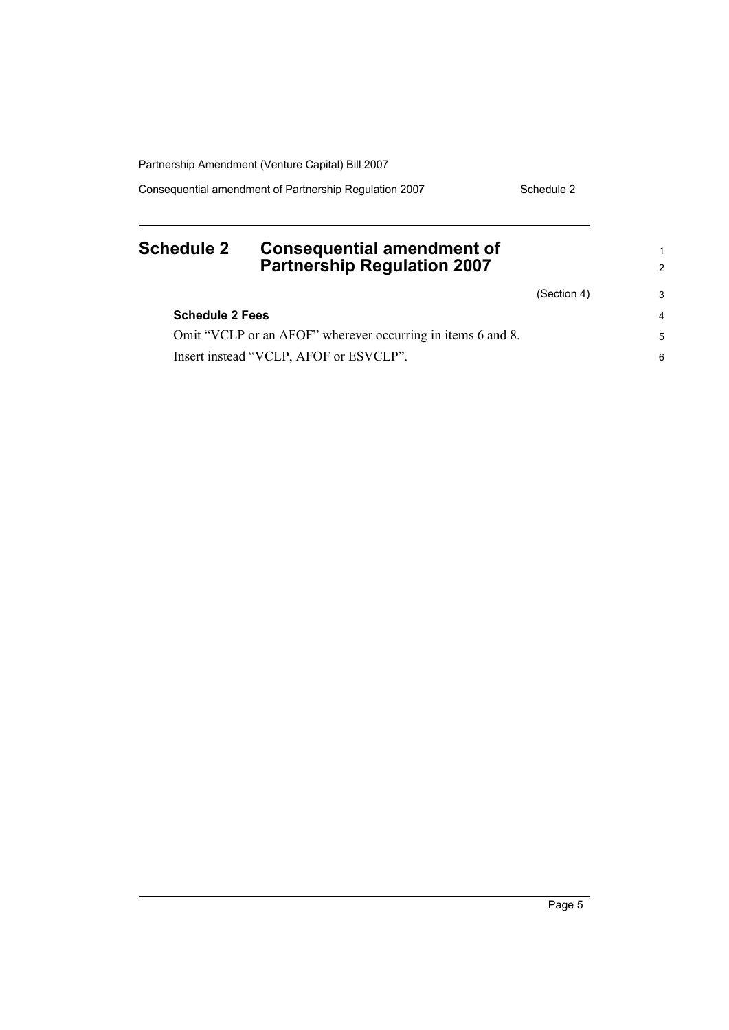# Schedule 2 Consequential amendment of Partnership Regulation 2007

(Section 4)

**Schedule 2 Fees**

Omit "VCLP or an AFOF" wherever occurring in items 6 and 8.

Insert instead "VCLP, AFOF or ESVCLP".